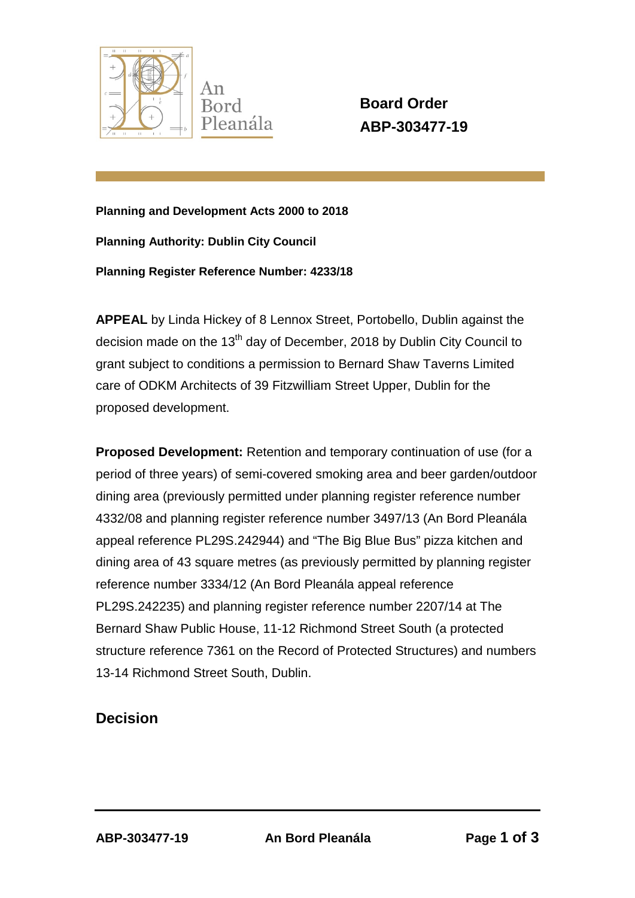An Bord Pleanála

**Board Order**
**ABP-303477-19**

**Planning and Development Acts 2000 to 2018**

**Planning Authority: Dublin City Council**

**Planning Register Reference Number: 4233/18**

**APPEAL** by Linda Hickey of 8 Lennox Street, Portobello, Dublin against the decision made on the 13th day of December, 2018 by Dublin City Council to grant subject to conditions a permission to Bernard Shaw Taverns Limited care of ODKM Architects of 39 Fitzwilliam Street Upper, Dublin for the proposed development.

**Proposed Development:** Retention and temporary continuation of use (for a period of three years) of semi-covered smoking area and beer garden/outdoor dining area (previously permitted under planning register reference number 4332/08 and planning register reference number 3497/13 (An Bord Pleanála appeal reference PL29S.242944) and "The Big Blue Bus" pizza kitchen and dining area of 43 square metres (as previously permitted by planning register reference number 3334/12 (An Bord Pleanála appeal reference PL29S.242235) and planning register reference number 2207/14 at The Bernard Shaw Public House, 11-12 Richmond Street South (a protected structure reference 7361 on the Record of Protected Structures) and numbers 13-14 Richmond Street South, Dublin.

## Decision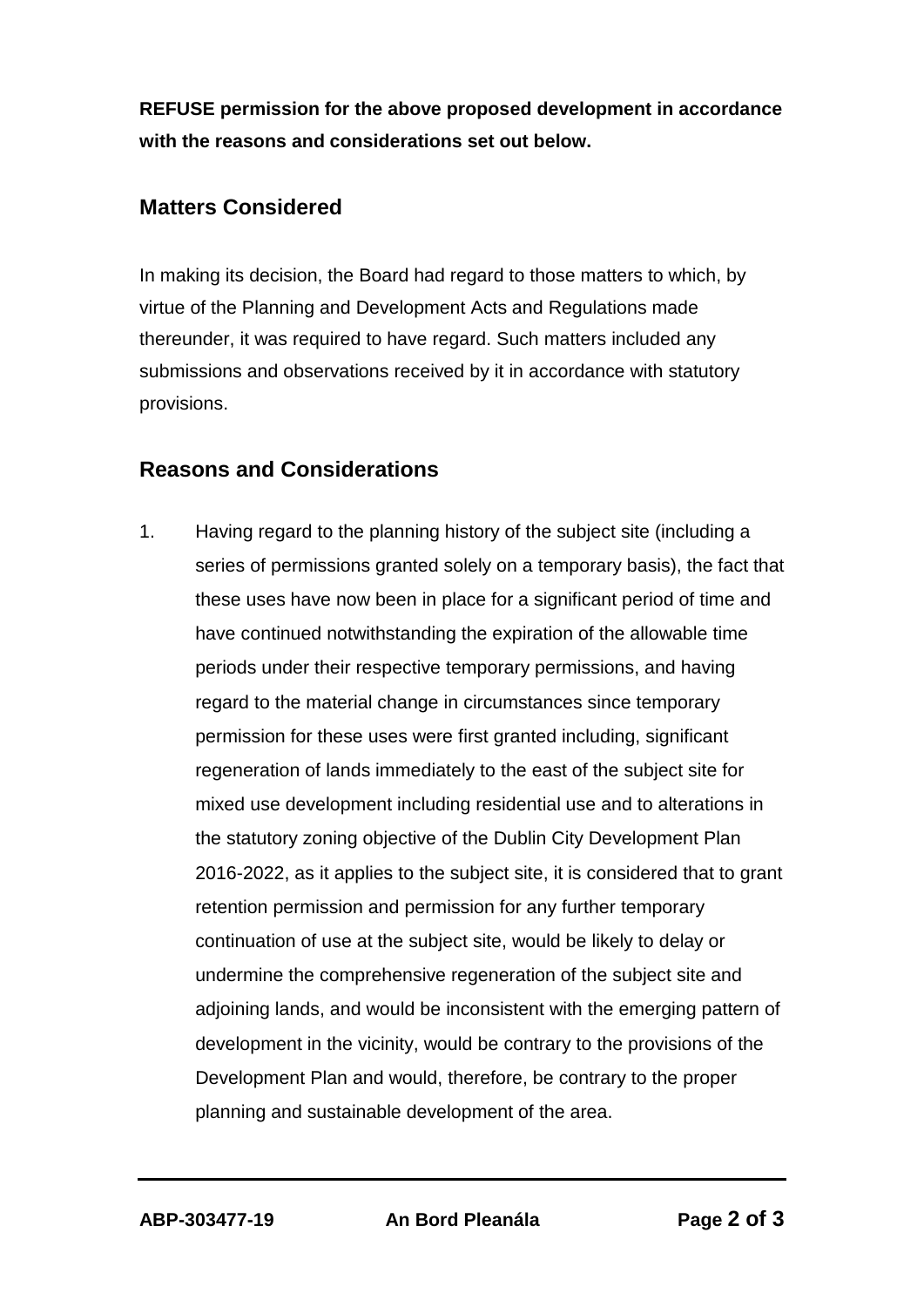**REFUSE permission for the above proposed development in accordance with the reasons and considerations set out below.**

## Matters Considered

In making its decision, the Board had regard to those matters to which, by virtue of the Planning and Development Acts and Regulations made thereunder, it was required to have regard. Such matters included any submissions and observations received by it in accordance with statutory provisions.

## Reasons and Considerations

1. Having regard to the planning history of the subject site (including a series of permissions granted solely on a temporary basis), the fact that these uses have now been in place for a significant period of time and have continued notwithstanding the expiration of the allowable time periods under their respective temporary permissions, and having regard to the material change in circumstances since temporary permission for these uses were first granted including, significant regeneration of lands immediately to the east of the subject site for mixed use development including residential use and to alterations in the statutory zoning objective of the Dublin City Development Plan 2016-2022, as it applies to the subject site, it is considered that to grant retention permission and permission for any further temporary continuation of use at the subject site, would be likely to delay or undermine the comprehensive regeneration of the subject site and adjoining lands, and would be inconsistent with the emerging pattern of development in the vicinity, would be contrary to the provisions of the Development Plan and would, therefore, be contrary to the proper planning and sustainable development of the area.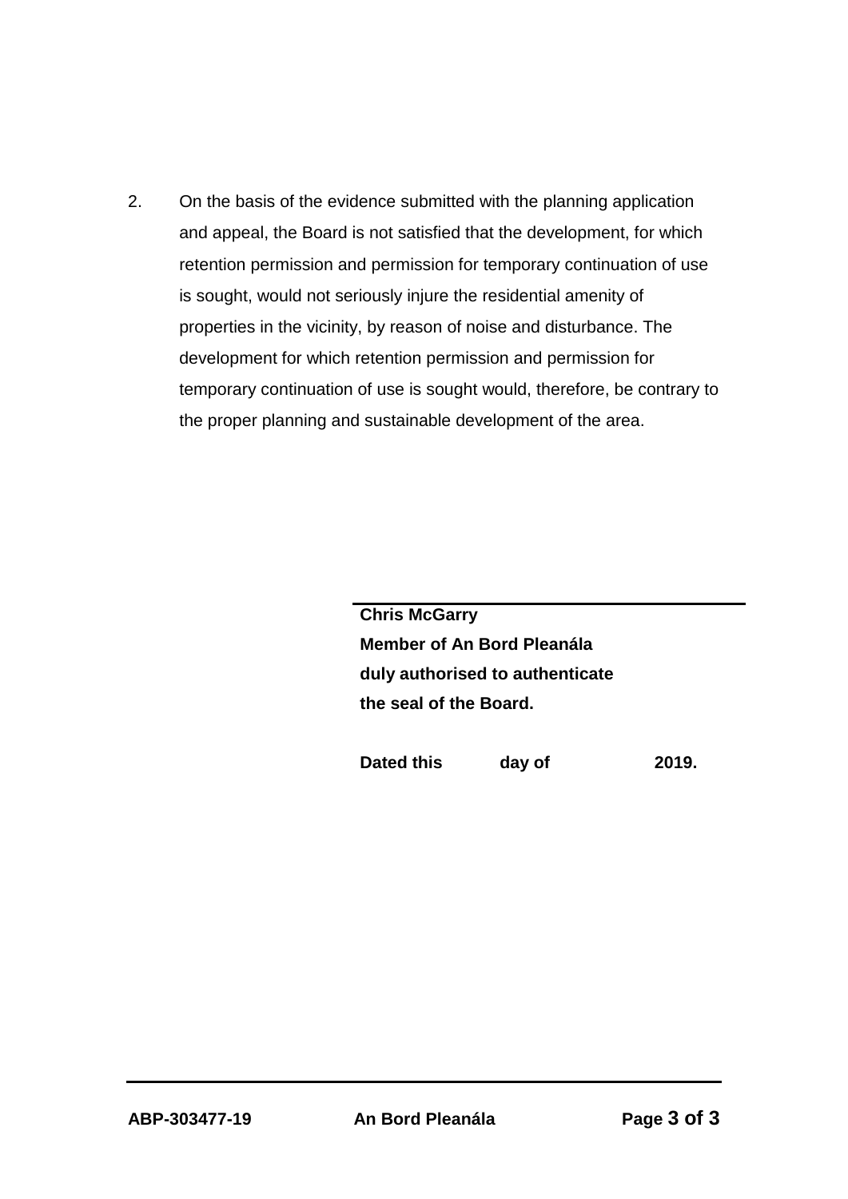2. On the basis of the evidence submitted with the planning application and appeal, the Board is not satisfied that the development, for which retention permission and permission for temporary continuation of use is sought, would not seriously injure the residential amenity of properties in the vicinity, by reason of noise and disturbance. The development for which retention permission and permission for temporary continuation of use is sought would, therefore, be contrary to the proper planning and sustainable development of the area.

**Chris McGarry**
**Member of An Bord Pleanála**
**duly authorised to authenticate**
**the seal of the Board.**

**Dated this day of 2019.**